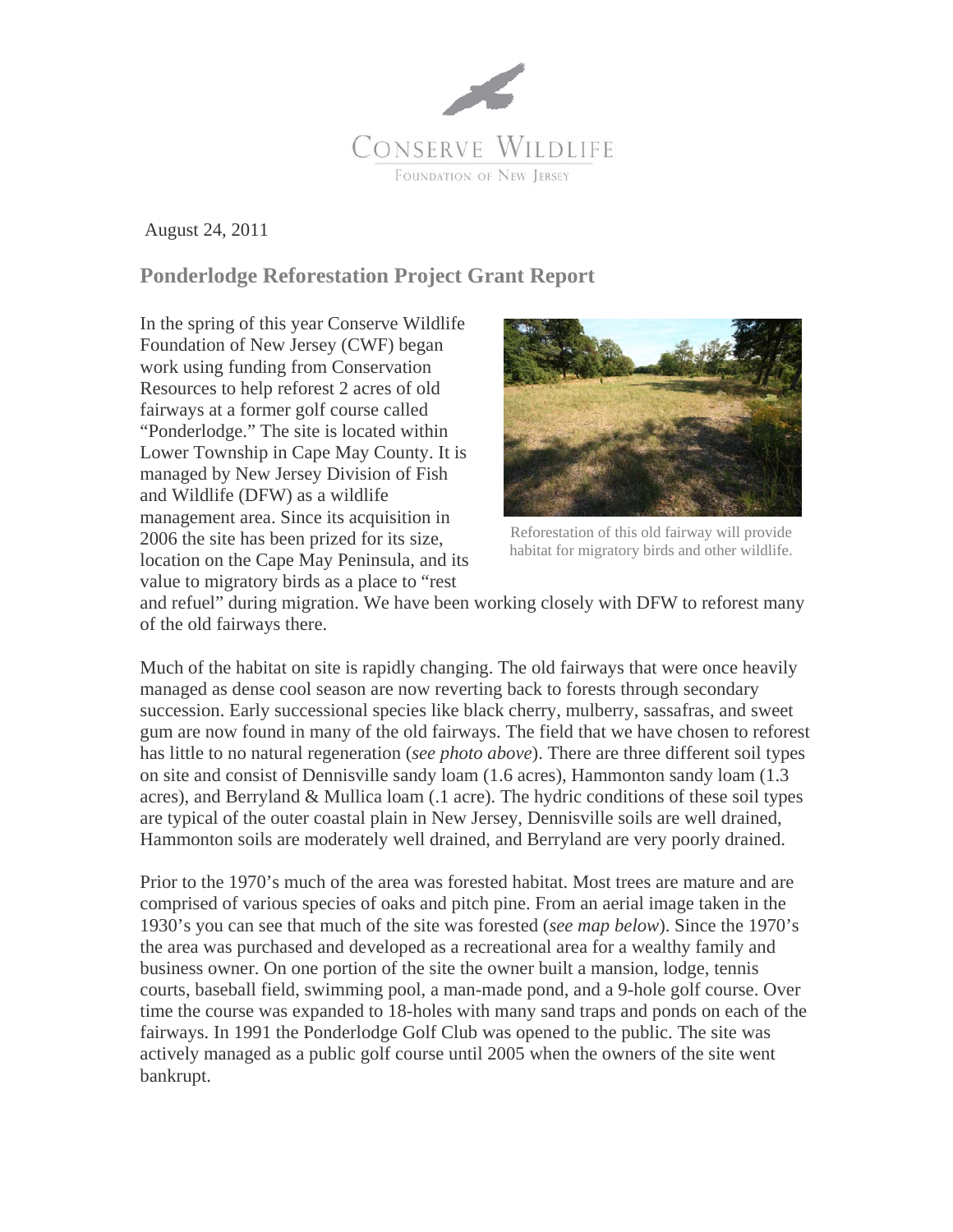Conserve Wildlife Foundation of New Jersey

August 24, 2011

## Ponderlodge Reforestation Project Grant Report

In the spring of this year Conserve Wildlife Foundation of New Jersey (CWF) began work using funding from Conservation Resources to help reforest 2 acres of old fairways at a former golf course called "Ponderlodge." The site is located within Lower Township in Cape May County. It is managed by New Jersey Division of Fish and Wildlife (DFW) as a wildlife management area. Since its acquisition in 2006 the site has been prized for its size, location on the Cape May Peninsula, and its value to migratory birds as a place to "rest and refuel" during migration. We have been working closely with DFW to reforest many of the old fairways there.

Reforestation of this old fairway will provide habitat for migratory birds and other wildlife.

Much of the habitat on site is rapidly changing. The old fairways that were once heavily managed as dense cool season are now reverting back to forests through secondary succession. Early successional species like black cherry, mulberry, sassafras, and sweet gum are now found in many of the old fairways. The field that we have chosen to reforest has little to no natural regeneration (*see photo above*). There are three different soil types on site and consist of Dennisville sandy loam (1.6 acres), Hammonton sandy loam (1.3 acres), and Berryland & Mullica loam (.1 acre). The hydric conditions of these soil types are typical of the outer coastal plain in New Jersey, Dennisville soils are well drained, Hammonton soils are moderately well drained, and Berryland are very poorly drained.

Prior to the 1970's much of the area was forested habitat. Most trees are mature and are comprised of various species of oaks and pitch pine. From an aerial image taken in the 1930's you can see that much of the site was forested (*see map below*). Since the 1970's the area was purchased and developed as a recreational area for a wealthy family and business owner. On one portion of the site the owner built a mansion, lodge, tennis courts, baseball field, swimming pool, a man-made pond, and a 9-hole golf course. Over time the course was expanded to 18-holes with many sand traps and ponds on each of the fairways. In 1991 the Ponderlodge Golf Club was opened to the public. The site was actively managed as a public golf course until 2005 when the owners of the site went bankrupt.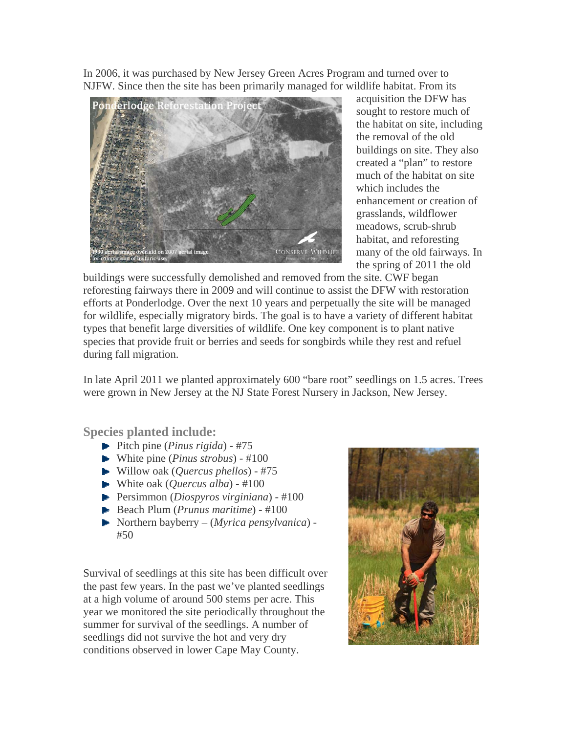In 2006, it was purchased by New Jersey Green Acres Program and turned over to NJFW. Since then the site has been primarily managed for wildlife habitat. From its acquisition the DFW has sought to restore much of the habitat on site, including the removal of the old buildings on site. They also created a "plan" to restore much of the habitat on site which includes the enhancement or creation of grasslands, wildflower meadows, scrub-shrub habitat, and reforesting many of the old fairways. In the spring of 2011 the old buildings were successfully demolished and removed from the site. CWF began reforesting fairways there in 2009 and will continue to assist the DFW with restoration efforts at Ponderlodge. Over the next 10 years and perpetually the site will be managed for wildlife, especially migratory birds. The goal is to have a variety of different habitat types that benefit large diversities of wildlife. One key component is to plant native species that provide fruit or berries and seeds for songbirds while they rest and refuel during fall migration.

In late April 2011 we planted approximately 600 "bare root" seedlings on 1.5 acres. Trees were grown in New Jersey at the NJ State Forest Nursery in Jackson, New Jersey.

## Species planted include:

- Pitch pine (*Pinus rigida*) - #75
- White pine (*Pinus strobus*) - #100
- Willow oak (*Quercus phellos*) - #75
- White oak (*Quercus alba*) - #100
- Persimmon (*Diospyros virginiana*) - #100
- Beach Plum (*Prunus maritime*) - #100
- Northern bayberry – (*Myrica pensylvanica*) - #50

Survival of seedlings at this site has been difficult over the past few years. In the past we've planted seedlings at a high volume of around 500 stems per acre. This year we monitored the site periodically throughout the summer for survival of the seedlings. A number of seedlings did not survive the hot and very dry conditions observed in lower Cape May County.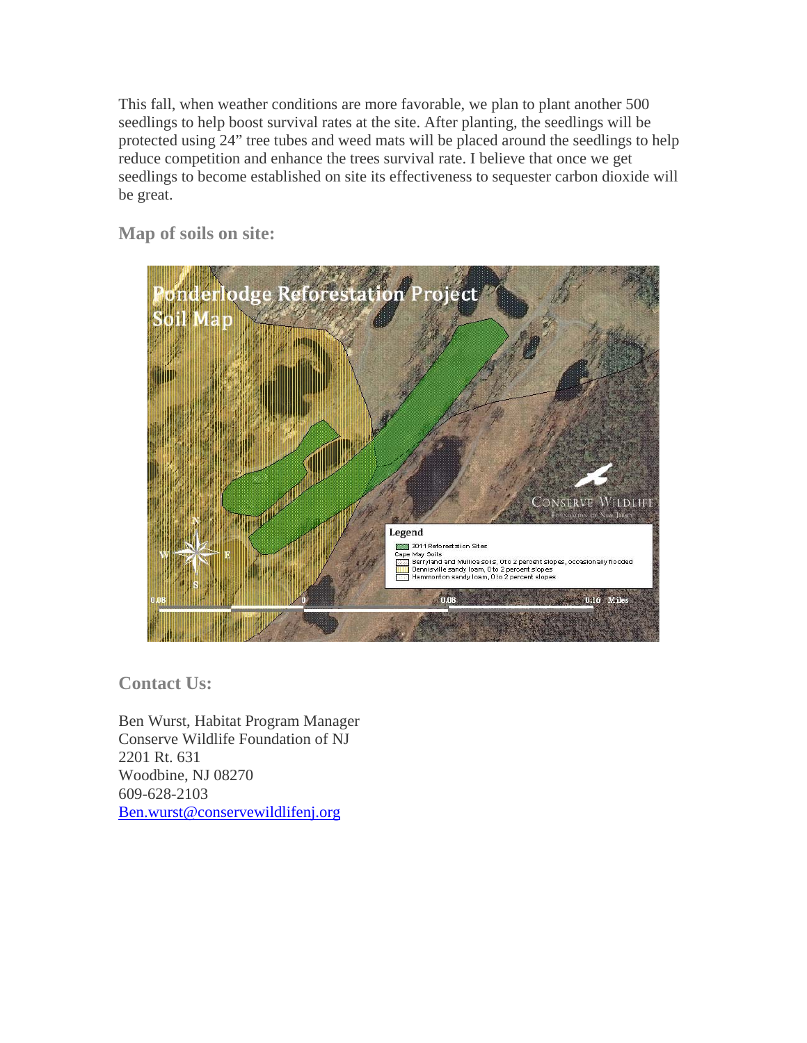This fall, when weather conditions are more favorable, we plan to plant another 500 seedlings to help boost survival rates at the site. After planting, the seedlings will be protected using 24" tree tubes and weed mats will be placed around the seedlings to help reduce competition and enhance the trees survival rate. I believe that once we get seedlings to become established on site its effectiveness to sequester carbon dioxide will be great.

## Map of soils on site:

Ponderlodge Reforestation Project
Soil Map

Legend
2011 Reforestation Sites
Cape May Soils
Berryland and Mullica soils, 0 to 2 percent slopes, occasionally flooded
Dennisville sandy loam, 0 to 2 percent slopes
Hammonton sandy loam, 0 to 2 percent slopes

0.08 0 0.08 0.16 Miles

N
W E
S

Conserve Wildlife
Foundation of New Jersey

## Contact Us:

Ben Wurst, Habitat Program Manager
Conserve Wildlife Foundation of NJ
2201 Rt. 631
Woodbine, NJ 08270
609-628-2103
Ben.wurst@conservewildlifenj.org